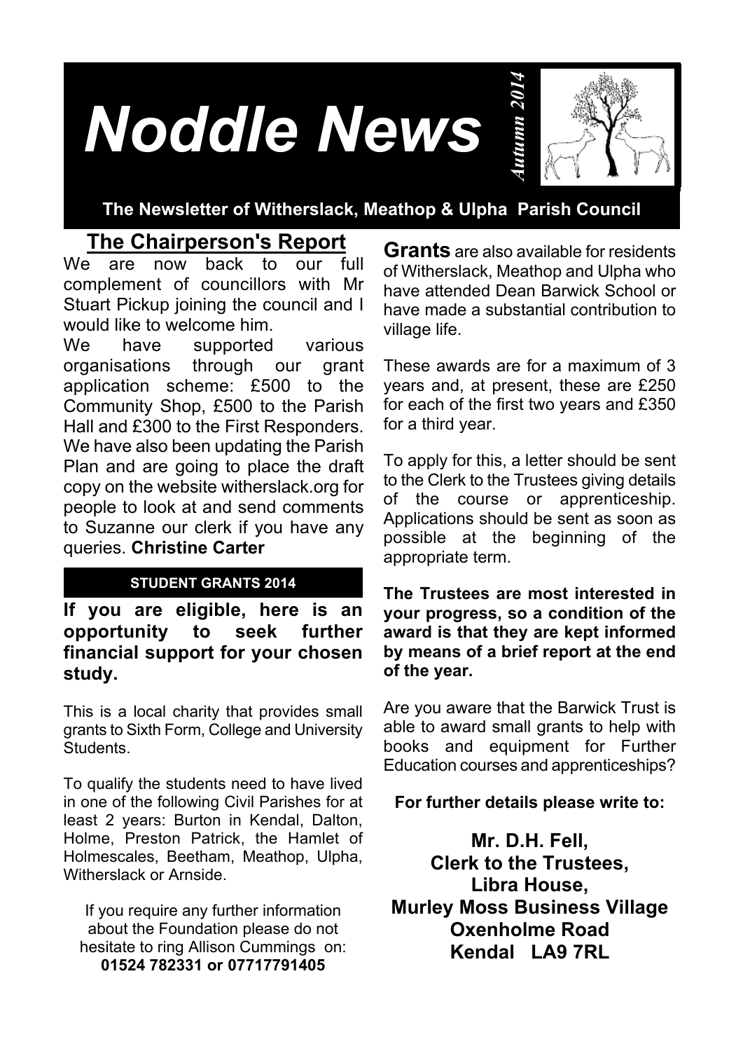# Noddle News

*Autumn 2014*

**The Newsletter of Witherslack, Meathop & Ulpha Parish Council**

## The Chairperson's Report

We are now back to our full complement of councillors with Mr Stuart Pickup joining the council and I would like to welcome him.

We have supported various organisations through our grant application scheme: £500 to the Community Shop, £500 to the Parish Hall and £300 to the First Responders. We have also been updating the Parish Plan and are going to place the draft copy on the website witherslack.org for people to look at and send comments to Suzanne our clerk if you have any queries. **Christine Carter**

### STUDENT GRANTS 2014

**If you are eligible, here is an opportunity to seek further financial support for your chosen study.**

This is a local charity that provides small grants to Sixth Form, College and University Students.

To qualify the students need to have lived in one of the following Civil Parishes for at least 2 years: Burton in Kendal, Dalton, Holme, Preston Patrick, the Hamlet of Holmescales, Beetham, Meathop, Ulpha, Witherslack or Arnside.

If you require any further information about the Foundation please do not hesitate to ring Allison Cummings on:
**01524 782331 or 07717791405**

**Grants** are also available for residents of Witherslack, Meathop and Ulpha who have attended Dean Barwick School or have made a substantial contribution to village life.

These awards are for a maximum of 3 years and, at present, these are £250 for each of the first two years and £350 for a third year.

To apply for this, a letter should be sent to the Clerk to the Trustees giving details of the course or apprenticeship. Applications should be sent as soon as possible at the beginning of the appropriate term.

**The Trustees are most interested in your progress, so a condition of the award is that they are kept informed by means of a brief report at the end of the year.**

Are you aware that the Barwick Trust is able to award small grants to help with books and equipment for Further Education courses and apprenticeships?

**For further details please write to:**

**Mr. D.H. Fell,**
**Clerk to the Trustees,**
**Libra House,**
**Murley Moss Business Village**
**Oxenholme Road**
**Kendal LA9 7RL**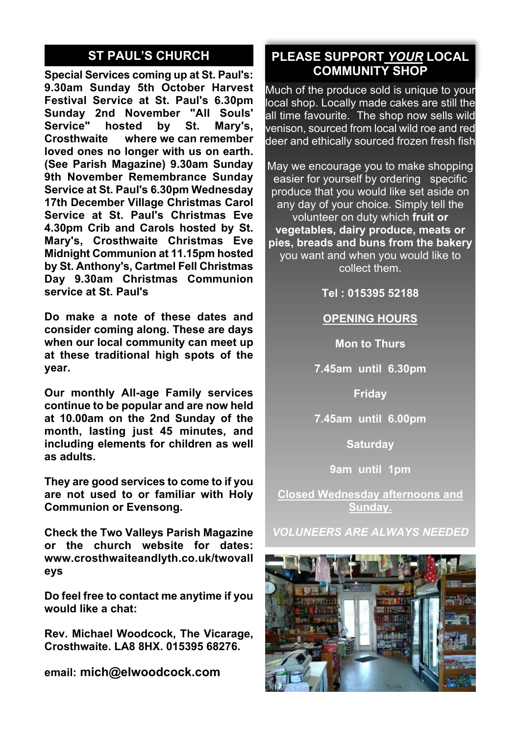## ST PAUL'S CHURCH

**Special Services coming up at St. Paul's: 9.30am Sunday 5th October Harvest Festival Service at St. Paul's 6.30pm Sunday 2nd November "All Souls' Service" hosted by St. Mary's, Crosthwaite where we can remember loved ones no longer with us on earth. (See Parish Magazine) 9.30am Sunday 9th November Remembrance Sunday Service at St. Paul's 6.30pm Wednesday 17th December Village Christmas Carol Service at St. Paul's Christmas Eve 4.30pm Crib and Carols hosted by St. Mary's, Crosthwaite Christmas Eve Midnight Communion at 11.15pm hosted by St. Anthony's, Cartmel Fell Christmas Day 9.30am Christmas Communion service at St. Paul's**

**Do make a note of these dates and consider coming along. These are days when our local community can meet up at these traditional high spots of the year.**

**Our monthly All-age Family services continue to be popular and are now held at 10.00am on the 2nd Sunday of the month, lasting just 45 minutes, and including elements for children as well as adults.**

**They are good services to come to if you are not used to or familiar with Holy Communion or Evensong.**

**Check the Two Valleys Parish Magazine or the church website for dates: www.crosthwaiteandlyth.co.uk/twovalleys**

**Do feel free to contact me anytime if you would like a chat:**

**Rev. Michael Woodcock, The Vicarage, Crosthwaite. LA8 8HX. 015395 68276.**

**email: mich@elwoodcock.com**

## PLEASE SUPPORT *YOUR* LOCAL COMMUNITY SHOP

Much of the produce sold is unique to your local shop. Locally made cakes are still the all time favourite. The shop now sells wild venison, sourced from local wild roe and red deer and ethically sourced frozen fresh fish

May we encourage you to make shopping easier for yourself by ordering specific produce that you would like set aside on any day of your choice. Simply tell the volunteer on duty which **fruit or vegetables, dairy produce, meats or pies, breads and buns from the bakery** you want and when you would like to collect them.

**Tel : 015395 52188**

**OPENING HOURS**

**Mon to Thurs**

**7.45am until 6.30pm**

**Friday**

**7.45am until 6.00pm**

**Saturday**

**9am until 1pm**

**Closed Wednesday afternoons and Sunday.**

***VOLUNEERS ARE ALWAYS NEEDED***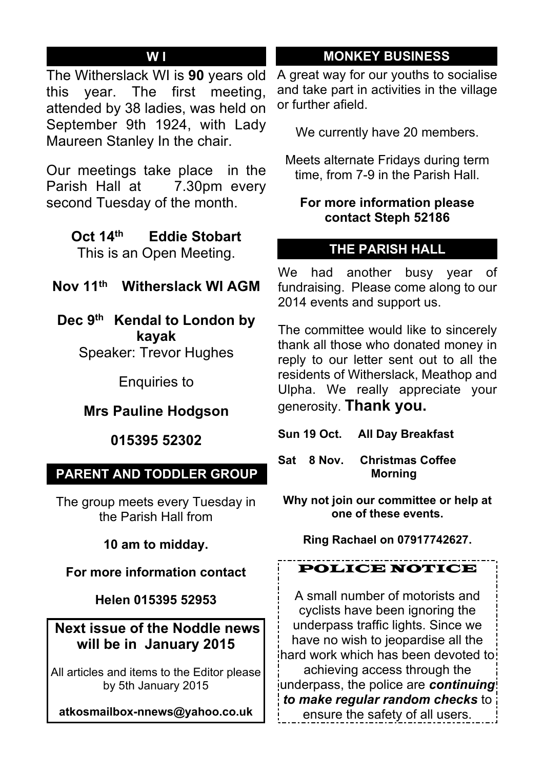## W I

The Witherslack WI is **90** years old this year. The first meeting, attended by 38 ladies, was held on September 9th 1924, with Lady Maureen Stanley In the chair.

Our meetings take place in the Parish Hall at 7.30pm every second Tuesday of the month.

**Oct 14th Eddie Stobart**
This is an Open Meeting.

**Nov 11th Witherslack WI AGM**

**Dec 9th Kendal to London by kayak**
Speaker: Trevor Hughes

Enquiries to

**Mrs Pauline Hodgson**

**015395 52302**

## PARENT AND TODDLER GROUP

The group meets every Tuesday in the Parish Hall from

**10 am to midday.**

**For more information contact**

**Helen 015395 52953**

**Next issue of the Noddle news will be in January 2015**

All articles and items to the Editor please by 5th January 2015

**atkosmailbox-nnews@yahoo.co.uk**

## MONKEY BUSINESS

A great way for our youths to socialise and take part in activities in the village or further afield.

We currently have 20 members.

Meets alternate Fridays during term time, from 7-9 in the Parish Hall.

**For more information please contact Steph 52186**

## THE PARISH HALL

We had another busy year of fundraising. Please come along to our 2014 events and support us.

The committee would like to sincerely thank all those who donated money in reply to our letter sent out to all the residents of Witherslack, Meathop and Ulpha. We really appreciate your generosity. **Thank you.**

**Sun 19 Oct. All Day Breakfast**

**Sat 8 Nov. Christmas Coffee Morning**

**Why not join our committee or help at one of these events.**

**Ring Rachael on 07917742627.**

## POLICE NOTICE

A small number of motorists and cyclists have been ignoring the underpass traffic lights. Since we have no wish to jeopardise all the hard work which has been devoted to achieving access through the underpass, the police are ***continuing to make regular random checks*** to ensure the safety of all users.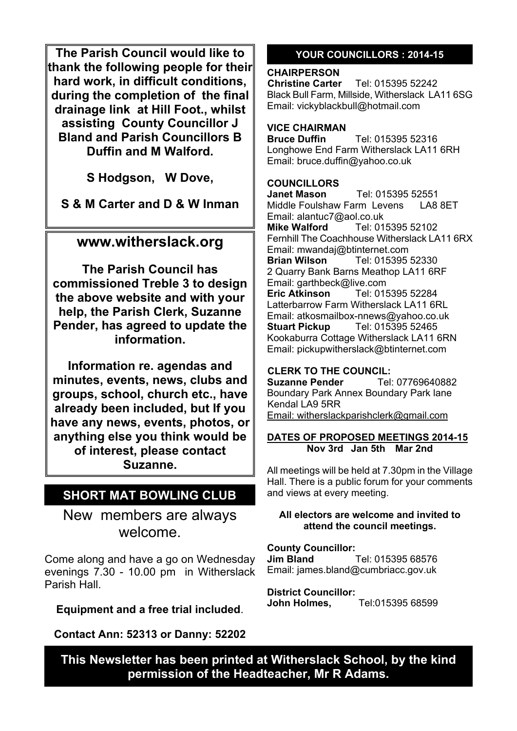**The Parish Council would like to thank the following people for their hard work, in difficult conditions, during the completion of the final drainage link at Hill Foot., whilst assisting County Councillor J Bland and Parish Councillors B Duffin and M Walford.**

**S Hodgson, W Dove,**

**S & M Carter and D & W Inman**

## www.witherslack.org

**The Parish Council has commissioned Treble 3 to design the above website and with your help, the Parish Clerk, Suzanne Pender, has agreed to update the information.**

**Information re. agendas and minutes, events, news, clubs and groups, school, church etc., have already been included, but If you have any news, events, photos, or anything else you think would be of interest, please contact Suzanne.**

## SHORT MAT BOWLING CLUB

New members are always welcome.

Come along and have a go on Wednesday evenings 7.30 - 10.00 pm in Witherslack Parish Hall.

**Equipment and a free trial included**.

**Contact Ann: 52313 or Danny: 52202**

## YOUR COUNCILLORS : 2014-15

**CHAIRPERSON**
**Christine Carter** Tel: 015395 52242
Black Bull Farm, Millside, Witherslack LA11 6SG
Email: vickyblackbull@hotmail.com

**VICE CHAIRMAN**
**Bruce Duffin** Tel: 015395 52316
Longhowe End Farm Witherslack LA11 6RH
Email: bruce.duffin@yahoo.co.uk

**COUNCILLORS**
**Janet Mason** Tel: 015395 52551
Middle Foulshaw Farm Levens LA8 8ET
Email: alantuc7@aol.co.uk
**Mike Walford** Tel: 015395 52102
Fernhill The Coachhouse Witherslack LA11 6RX
Email: mwandaj@btinternet.com
**Brian Wilson** Tel: 015395 52330
2 Quarry Bank Barns Meathop LA11 6RF
Email: garthbeck@live.com
**Eric Atkinson** Tel: 015395 52284
Latterbarrow Farm Witherslack LA11 6RL
Email: atkosmailbox-nnews@yahoo.co.uk
**Stuart Pickup** Tel: 015395 52465
Kookaburra Cottage Witherslack LA11 6RN
Email: pickupwitherslack@btinternet.com

**CLERK TO THE COUNCIL:**
**Suzanne Pender** Tel: 07769640882
Boundary Park Annex Boundary Park lane
Kendal LA9 5RR
Email: witherslackparishclerk@gmail.com

**DATES OF PROPOSED MEETINGS 2014-15**
**Nov 3rd Jan 5th Mar 2nd**

All meetings will be held at 7.30pm in the Village Hall. There is a public forum for your comments and views at every meeting.

**All electors are welcome and invited to attend the council meetings.**

**County Councillor:**
**Jim Bland** Tel: 015395 68576
Email: james.bland@cumbriacc.gov.uk

**District Councillor:**
**John Holmes,** Tel:015395 68599

**This Newsletter has been printed at Witherslack School, by the kind permission of the Headteacher, Mr R Adams.**